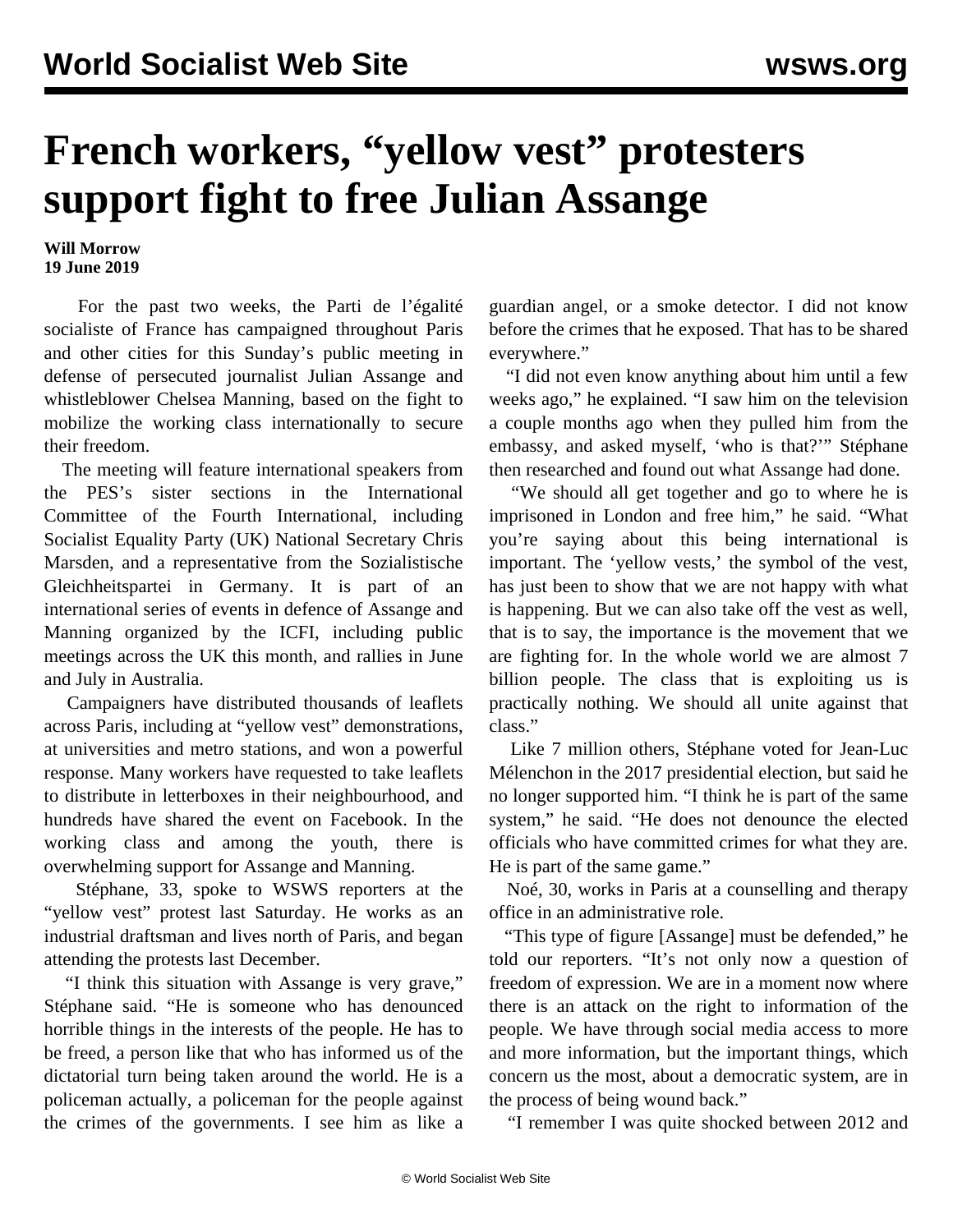# French workers, "yellow vest" protesters support fight to free Julian Assange

**Will Morrow**
**19 June 2019**

For the past two weeks, the Parti de l'égalité socialiste of France has campaigned throughout Paris and other cities for this Sunday's public meeting in defense of persecuted journalist Julian Assange and whistleblower Chelsea Manning, based on the fight to mobilize the working class internationally to secure their freedom.

The meeting will feature international speakers from the PES's sister sections in the International Committee of the Fourth International, including Socialist Equality Party (UK) National Secretary Chris Marsden, and a representative from the Sozialistische Gleichheitspartei in Germany. It is part of an international series of events in defence of Assange and Manning organized by the ICFI, including public meetings across the UK this month, and rallies in June and July in Australia.

Campaigners have distributed thousands of leaflets across Paris, including at "yellow vest" demonstrations, at universities and metro stations, and won a powerful response. Many workers have requested to take leaflets to distribute in letterboxes in their neighbourhood, and hundreds have shared the event on Facebook. In the working class and among the youth, there is overwhelming support for Assange and Manning.

Stéphane, 33, spoke to WSWS reporters at the "yellow vest" protest last Saturday. He works as an industrial draftsman and lives north of Paris, and began attending the protests last December.

"I think this situation with Assange is very grave," Stéphane said. "He is someone who has denounced horrible things in the interests of the people. He has to be freed, a person like that who has informed us of the dictatorial turn being taken around the world. He is a policeman actually, a policeman for the people against the crimes of the governments. I see him as like a guardian angel, or a smoke detector. I did not know before the crimes that he exposed. That has to be shared everywhere."

"I did not even know anything about him until a few weeks ago," he explained. "I saw him on the television a couple months ago when they pulled him from the embassy, and asked myself, 'who is that?'" Stéphane then researched and found out what Assange had done.

"We should all get together and go to where he is imprisoned in London and free him," he said. "What you're saying about this being international is important. The 'yellow vests,' the symbol of the vest, has just been to show that we are not happy with what is happening. But we can also take off the vest as well, that is to say, the importance is the movement that we are fighting for. In the whole world we are almost 7 billion people. The class that is exploiting us is practically nothing. We should all unite against that class."

Like 7 million others, Stéphane voted for Jean-Luc Mélenchon in the 2017 presidential election, but said he no longer supported him. "I think he is part of the same system," he said. "He does not denounce the elected officials who have committed crimes for what they are. He is part of the same game."

Noé, 30, works in Paris at a counselling and therapy office in an administrative role.

"This type of figure [Assange] must be defended," he told our reporters. "It's not only now a question of freedom of expression. We are in a moment now where there is an attack on the right to information of the people. We have through social media access to more and more information, but the important things, which concern us the most, about a democratic system, are in the process of being wound back."

"I remember I was quite shocked between 2012 and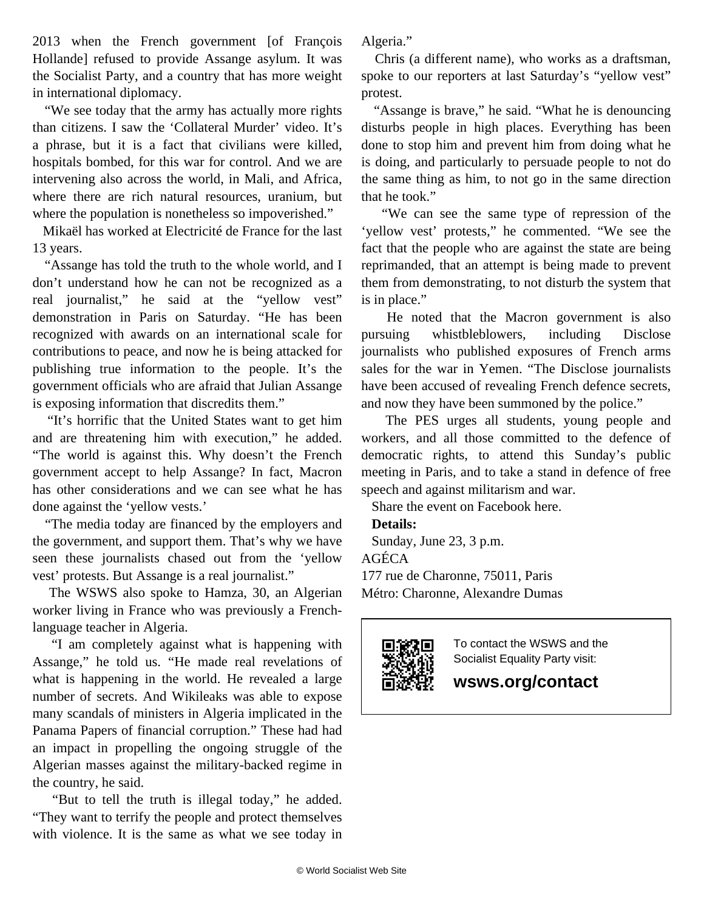2013 when the French government [of François Hollande] refused to provide Assange asylum. It was the Socialist Party, and a country that has more weight in international diplomacy.

"We see today that the army has actually more rights than citizens. I saw the 'Collateral Murder' video. It's a phrase, but it is a fact that civilians were killed, hospitals bombed, for this war for control. And we are intervening also across the world, in Mali, and Africa, where there are rich natural resources, uranium, but where the population is nonetheless so impoverished."

Mikaël has worked at Electricité de France for the last 13 years.

"Assange has told the truth to the whole world, and I don't understand how he can not be recognized as a real journalist," he said at the "yellow vest" demonstration in Paris on Saturday. "He has been recognized with awards on an international scale for contributions to peace, and now he is being attacked for publishing true information to the people. It's the government officials who are afraid that Julian Assange is exposing information that discredits them."

"It's horrific that the United States want to get him and are threatening him with execution," he added. "The world is against this. Why doesn't the French government accept to help Assange? In fact, Macron has other considerations and we can see what he has done against the 'yellow vests.'

"The media today are financed by the employers and the government, and support them. That's why we have seen these journalists chased out from the 'yellow vest' protests. But Assange is a real journalist."

The WSWS also spoke to Hamza, 30, an Algerian worker living in France who was previously a French-language teacher in Algeria.

"I am completely against what is happening with Assange," he told us. "He made real revelations of what is happening in the world. He revealed a large number of secrets. And Wikileaks was able to expose many scandals of ministers in Algeria implicated in the Panama Papers of financial corruption." These had had an impact in propelling the ongoing struggle of the Algerian masses against the military-backed regime in the country, he said.

"But to tell the truth is illegal today," he added. "They want to terrify the people and protect themselves with violence. It is the same as what we see today in Algeria."

Chris (a different name), who works as a draftsman, spoke to our reporters at last Saturday's "yellow vest" protest.

"Assange is brave," he said. "What he is denouncing disturbs people in high places. Everything has been done to stop him and prevent him from doing what he is doing, and particularly to persuade people to not do the same thing as him, to not go in the same direction that he took."

"We can see the same type of repression of the 'yellow vest' protests," he commented. "We see the fact that the people who are against the state are being reprimanded, that an attempt is being made to prevent them from demonstrating, to not disturb the system that is in place."

He noted that the Macron government is also pursuing whistleblowers, including Disclose journalists who published exposures of French arms sales for the war in Yemen. "The Disclose journalists have been accused of revealing French defence secrets, and now they have been summoned by the police."

The PES urges all students, young people and workers, and all those committed to the defence of democratic rights, to attend this Sunday's public meeting in Paris, and to take a stand in defence of free speech and against militarism and war.

Share the event on Facebook here.

**Details:**

Sunday, June 23, 3 p.m.
AGÉCA
177 rue de Charonne, 75011, Paris
Métro: Charonne, Alexandre Dumas

To contact the WSWS and the Socialist Equality Party visit:

**wsws.org/contact**